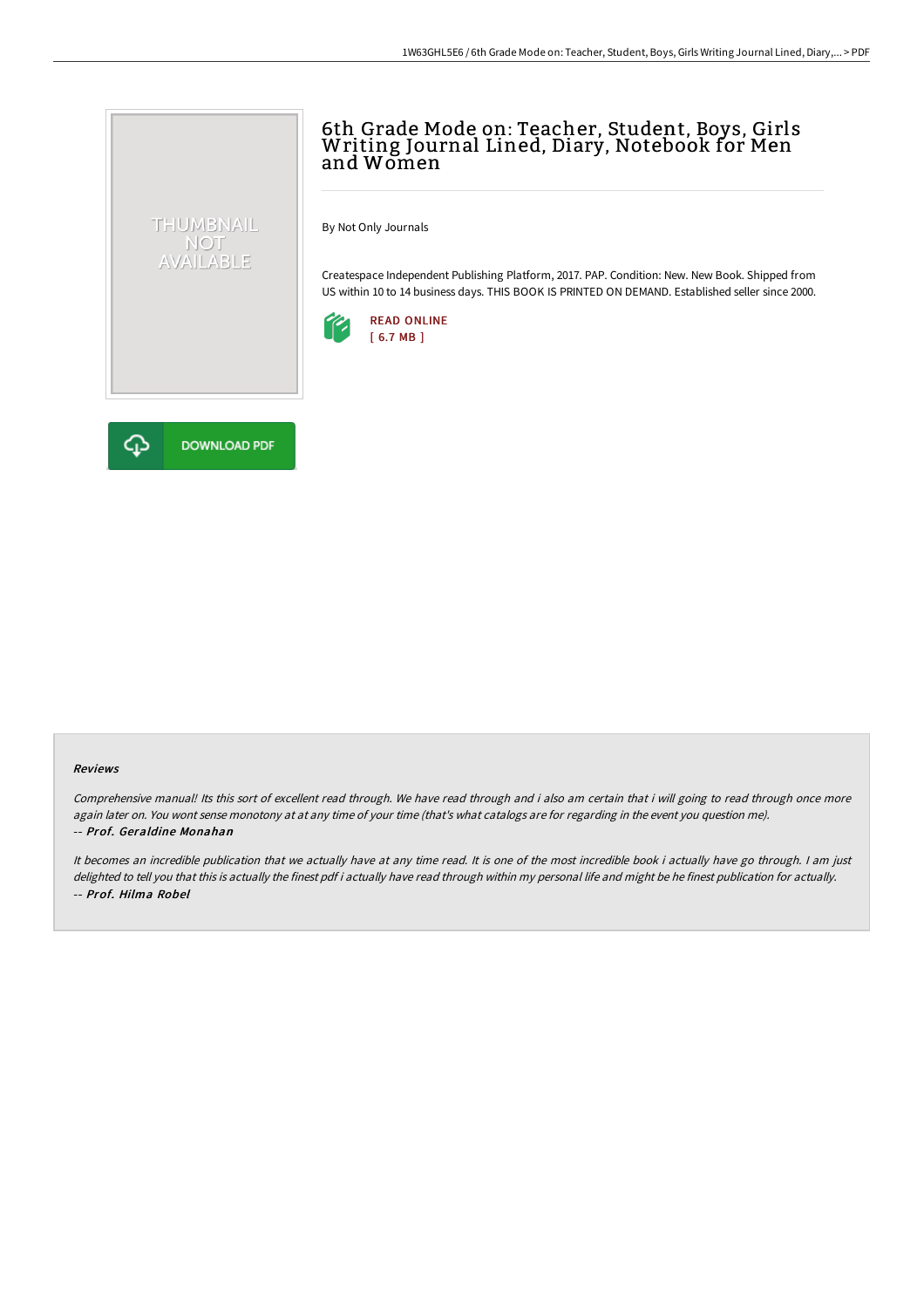# 6th Grade Mode on: Teacher, Student, Boys, Girls Writing Journal Lined, Diary, Notebook for Men and Women

By Not Only Journals

Createspace Independent Publishing Platform, 2017. PAP. Condition: New. New Book. Shipped from US within 10 to 14 business days. THIS BOOK IS PRINTED ON DEMAND. Established seller since 2000.

READ ONLINE
[ 6.7 MB ]

DOWNLOAD PDF

### Reviews

*Comprehensive manual! Its this sort of excellent read through. We have read through and i also am certain that i will going to read through once more again later on. You wont sense monotony at at any time of your time (that's what catalogs are for regarding in the event you question me).*
*-- **Prof. Geraldine Monahan***

*It becomes an incredible publication that we actually have at any time read. It is one of the most incredible book i actually have go through. I am just delighted to tell you that this is actually the finest pdf i actually have read through within my personal life and might be he finest publication for actually.*
*-- **Prof. Hilma Robel***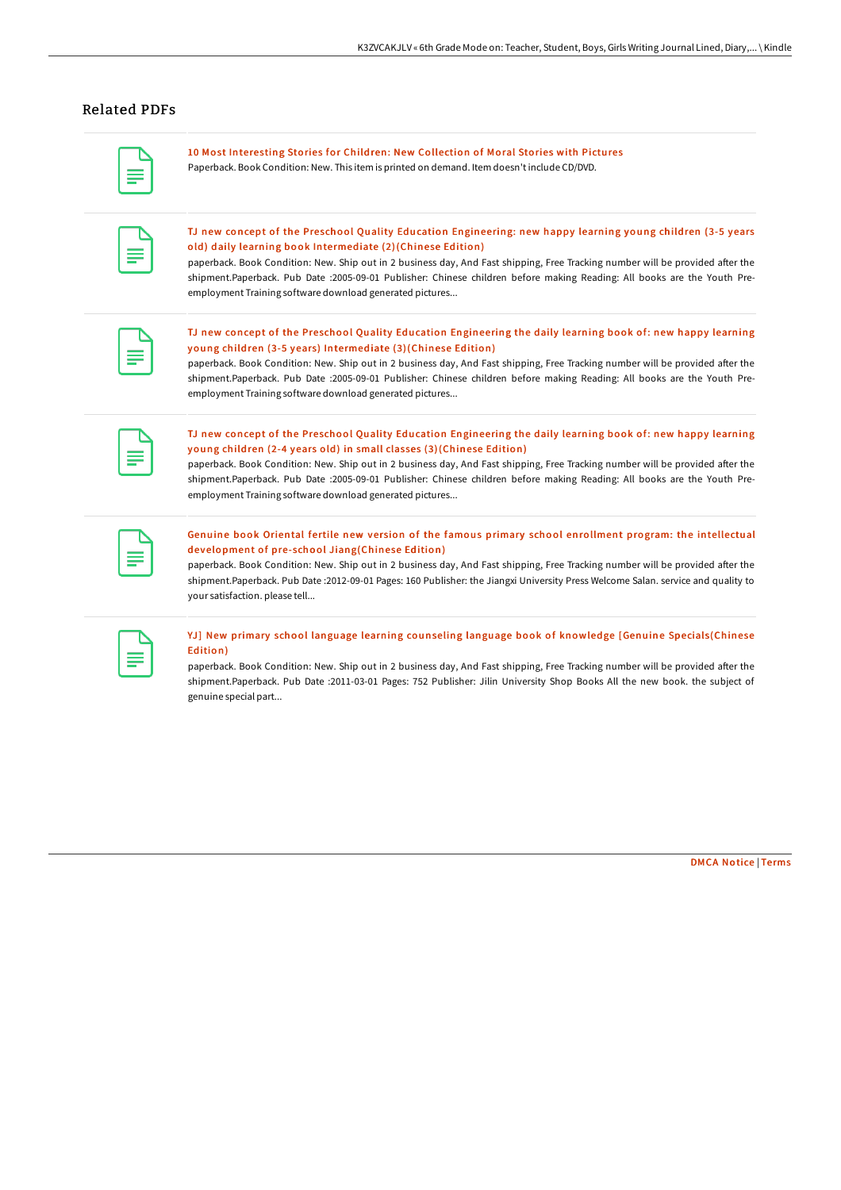## Related PDFs

**10 Most Interesting Stories for Children: New Collection of Moral Stories with Pictures**

Paperback. Book Condition: New. This item is printed on demand. Item doesn't include CD/DVD.

**TJ new concept of the Preschool Quality Education Engineering: new happy learning young children (3-5 years old) daily learning book Intermediate (2)(Chinese Edition)**

paperback. Book Condition: New. Ship out in 2 business day, And Fast shipping, Free Tracking number will be provided after the shipment.Paperback. Pub Date :2005-09-01 Publisher: Chinese children before making Reading: All books are the Youth Pre-employment Training software download generated pictures...

**TJ new concept of the Preschool Quality Education Engineering the daily learning book of: new happy learning young children (3-5 years) Intermediate (3)(Chinese Edition)**

paperback. Book Condition: New. Ship out in 2 business day, And Fast shipping, Free Tracking number will be provided after the shipment.Paperback. Pub Date :2005-09-01 Publisher: Chinese children before making Reading: All books are the Youth Pre-employment Training software download generated pictures...

**TJ new concept of the Preschool Quality Education Engineering the daily learning book of: new happy learning young children (2-4 years old) in small classes (3)(Chinese Edition)**

paperback. Book Condition: New. Ship out in 2 business day, And Fast shipping, Free Tracking number will be provided after the shipment.Paperback. Pub Date :2005-09-01 Publisher: Chinese children before making Reading: All books are the Youth Pre-employment Training software download generated pictures...

**Genuine book Oriental fertile new version of the famous primary school enrollment program: the intellectual development of pre-school Jiang(Chinese Edition)**

paperback. Book Condition: New. Ship out in 2 business day, And Fast shipping, Free Tracking number will be provided after the shipment.Paperback. Pub Date :2012-09-01 Pages: 160 Publisher: the Jiangxi University Press Welcome Salan. service and quality to your satisfaction. please tell...

**YJ] New primary school language learning counseling language book of knowledge [Genuine Specials(Chinese Edition)**

paperback. Book Condition: New. Ship out in 2 business day, And Fast shipping, Free Tracking number will be provided after the shipment.Paperback. Pub Date :2011-03-01 Pages: 752 Publisher: Jilin University Shop Books All the new book. the subject of genuine special part...